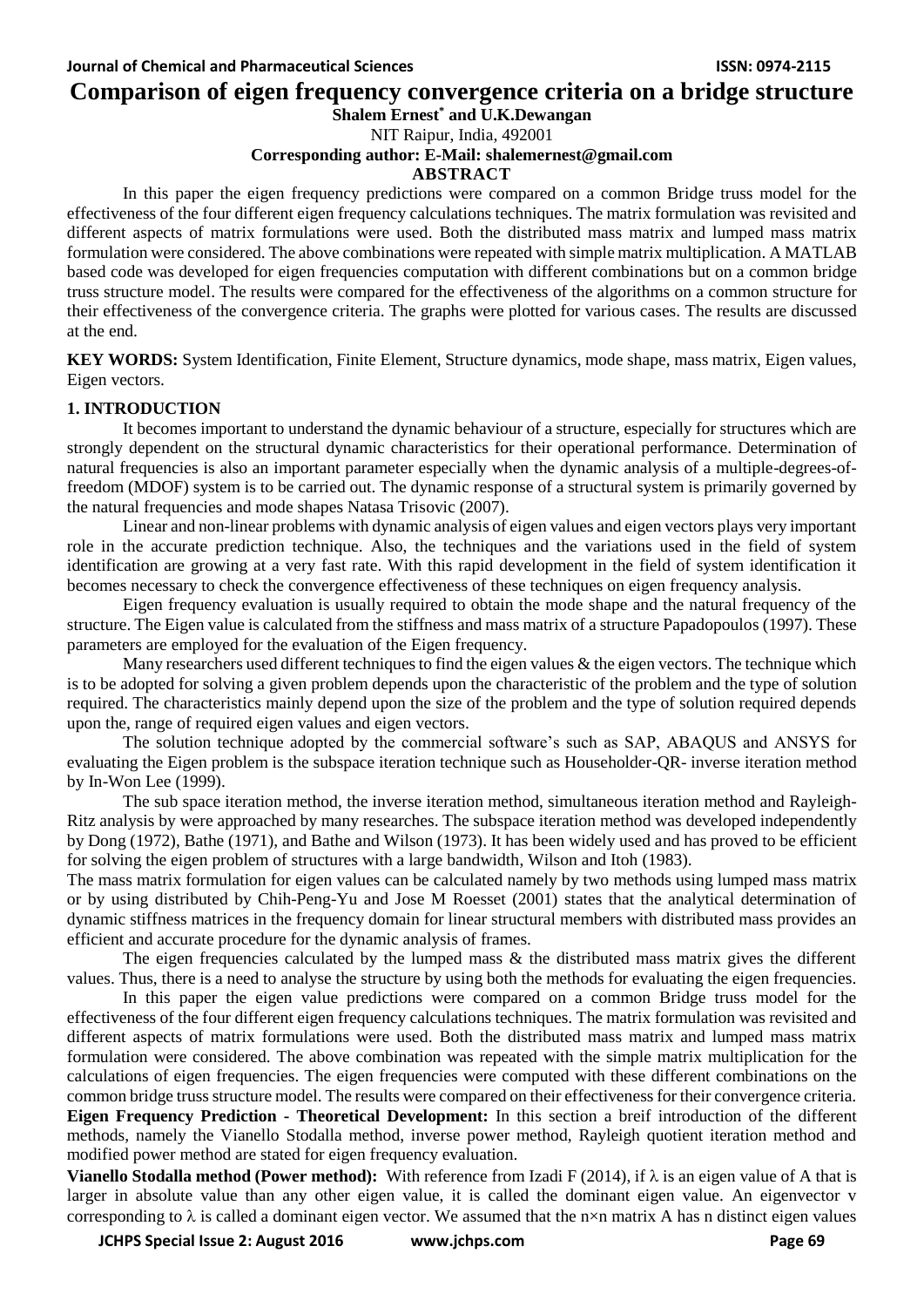# Comparison of eigen frequency convergence criteria on a bridge structure

**Shalem Ernest* and U.K.Dewangan**

NIT Raipur, India, 492001

**Corresponding author: E-Mail: shalemernest@gmail.com**

## ABSTRACT

In this paper the eigen frequency predictions were compared on a common Bridge truss model for the effectiveness of the four different eigen frequency calculations techniques. The matrix formulation was revisited and different aspects of matrix formulations were used. Both the distributed mass matrix and lumped mass matrix formulation were considered. The above combinations were repeated with simple matrix multiplication. A MATLAB based code was developed for eigen frequencies computation with different combinations but on a common bridge truss structure model. The results were compared for the effectiveness of the algorithms on a common structure for their effectiveness of the convergence criteria. The graphs were plotted for various cases. The results are discussed at the end.

**KEY WORDS:** System Identification, Finite Element, Structure dynamics, mode shape, mass matrix, Eigen values, Eigen vectors.

## 1. INTRODUCTION

It becomes important to understand the dynamic behaviour of a structure, especially for structures which are strongly dependent on the structural dynamic characteristics for their operational performance. Determination of natural frequencies is also an important parameter especially when the dynamic analysis of a multiple-degrees-of-freedom (MDOF) system is to be carried out. The dynamic response of a structural system is primarily governed by the natural frequencies and mode shapes Natasa Trisovic (2007).

Linear and non-linear problems with dynamic analysis of eigen values and eigen vectors plays very important role in the accurate prediction technique. Also, the techniques and the variations used in the field of system identification are growing at a very fast rate. With this rapid development in the field of system identification it becomes necessary to check the convergence effectiveness of these techniques on eigen frequency analysis.

Eigen frequency evaluation is usually required to obtain the mode shape and the natural frequency of the structure. The Eigen value is calculated from the stiffness and mass matrix of a structure Papadopoulos (1997). These parameters are employed for the evaluation of the Eigen frequency.

Many researchers used different techniques to find the eigen values & the eigen vectors. The technique which is to be adopted for solving a given problem depends upon the characteristic of the problem and the type of solution required. The characteristics mainly depend upon the size of the problem and the type of solution required depends upon the, range of required eigen values and eigen vectors.

The solution technique adopted by the commercial software's such as SAP, ABAQUS and ANSYS for evaluating the Eigen problem is the subspace iteration technique such as Householder-QR- inverse iteration method by In-Won Lee (1999).

The sub space iteration method, the inverse iteration method, simultaneous iteration method and Rayleigh-Ritz analysis by were approached by many researches. The subspace iteration method was developed independently by Dong (1972), Bathe (1971), and Bathe and Wilson (1973). It has been widely used and has proved to be efficient for solving the eigen problem of structures with a large bandwidth, Wilson and Itoh (1983).

The mass matrix formulation for eigen values can be calculated namely by two methods using lumped mass matrix or by using distributed by Chih-Peng-Yu and Jose M Roesset (2001) states that the analytical determination of dynamic stiffness matrices in the frequency domain for linear structural members with distributed mass provides an efficient and accurate procedure for the dynamic analysis of frames.

The eigen frequencies calculated by the lumped mass & the distributed mass matrix gives the different values. Thus, there is a need to analyse the structure by using both the methods for evaluating the eigen frequencies.

In this paper the eigen value predictions were compared on a common Bridge truss model for the effectiveness of the four different eigen frequency calculations techniques. The matrix formulation was revisited and different aspects of matrix formulations were used. Both the distributed mass matrix and lumped mass matrix formulation were considered. The above combination was repeated with the simple matrix multiplication for the calculations of eigen frequencies. The eigen frequencies were computed with these different combinations on the common bridge truss structure model. The results were compared on their effectiveness for their convergence criteria.

**Eigen Frequency Prediction - Theoretical Development:** In this section a breif introduction of the different methods, namely the Vianello Stodalla method, inverse power method, Rayleigh quotient iteration method and modified power method are stated for eigen frequency evaluation.

**Vianello Stodalla method (Power method):** With reference from Izadi F (2014), if $\lambda$ is an eigen value of A that is larger in absolute value than any other eigen value, it is called the dominant eigen value. An eigenvector v corresponding to $\lambda$ is called a dominant eigen vector. We assumed that the n×n matrix A has n distinct eigen values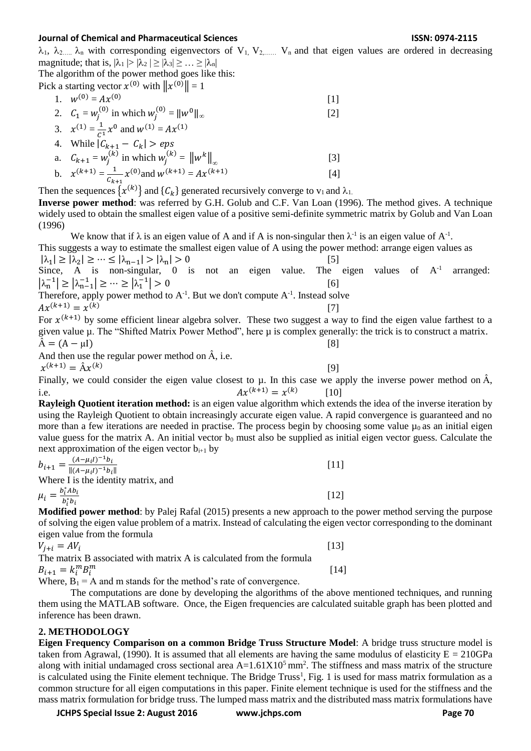$\lambda_1, \lambda_2, \ldots \lambda_n$ with corresponding eigenvectors of $V_1, V_2, \ldots V_n$ and that eigen values are ordered in decreasing magnitude; that is, $|\lambda_1| > |\lambda_2| \geq |\lambda_3| \geq \ldots \geq |\lambda_n|$

The algorithm of the power method goes like this:

Pick a starting vector $x^{(0)}$ with $\|x^{(0)}\| = 1$

1. $w^{(0)} = Ax^{(0)}$ [1]
2. $C_1 = w_j^{(0)}$ in which $w_j^{(0)} = \|w^0\|_\infty$ [2]
3. $x^{(1)} = \frac{1}{C^1} x^0$ and $w^{(1)} = Ax^{(1)}$
4. While $|C_{k+1} - C_k| > eps$
   a. $C_{k+1} = w_j^{(k)}$ in which $w_j^{(k)} = \|w^k\|_\infty$ [3]
   b. $x^{(k+1)} = \frac{1}{C_{k+1}} x^{(0)}$ and $w^{(k+1)} = Ax^{(k+1)}$ [4]

Then the sequences $\{x^{(k)}\}$ and $\{C_k\}$ generated recursively converge to $v_1$ and $\lambda_1$.

**Inverse power method**: was referred by G.H. Golub and C.F. Van Loan (1996). The method gives. A technique widely used to obtain the smallest eigen value of a positive semi-definite symmetric matrix by Golub and Van Loan (1996)

We know that if $\lambda$ is an eigen value of A and if A is non-singular then $\lambda^{-1}$ is an eigen value of $A^{-1}$.

This suggests a way to estimate the smallest eigen value of A using the power method: arrange eigen values as

$|\lambda_1| \geq |\lambda_2| \geq \cdots \leq |\lambda_{n-1}| > |\lambda_n| > 0$ [5]

Since, A is non-singular, 0 is not an eigen value. The eigen values of $A^{-1}$ arranged:

$|\lambda_n^{-1}| \geq |\lambda_{n-1}^{-1}| \geq \cdots \geq |\lambda_1^{-1}| > 0$ [6]

Therefore, apply power method to $A^{-1}$. But we don't compute $A^{-1}$. Instead solve

$Ax^{(k+1)} = x^{(k)}$ [7]

For $x^{(k+1)}$ by some efficient linear algebra solver. These two suggest a way to find the eigen value farthest to a given value μ. The "Shifted Matrix Power Method", here μ is complex generally: the trick is to construct a matrix.

$\hat{A} = (A - \mu I)$ [8]

And then use the regular power method on $\hat{A}$, i.e.

$x^{(k+1)} = \hat{A}x^{(k)}$ [9]

Finally, we could consider the eigen value closest to μ. In this case we apply the inverse power method on $\hat{A}$, i.e. $Ax^{(k+1)} = x^{(k)}$ [10]

**Rayleigh Quotient iteration method:** is an eigen value algorithm which extends the idea of the inverse iteration by using the Rayleigh Quotient to obtain increasingly accurate eigen value. A rapid convergence is guaranteed and no more than a few iterations are needed in practise. The process begin by choosing some value $\mu_0$ as an initial eigen value guess for the matrix A. An initial vector $b_0$ must also be supplied as initial eigen vector guess. Calculate the next approximation of the eigen vector $b_{i+1}$ by

$b_{i+1} = \frac{(A-\mu_i I)^{-1} b_i}{\|(A-\mu_i I)^{-1} b_i\|}$ [11]

Where I is the identity matrix, and

$\mu_i = \frac{b_i^* A b_i}{b_i^* b_i}$ [12]

**Modified power method**: by Palej Rafal (2015) presents a new approach to the power method serving the purpose of solving the eigen value problem of a matrix. Instead of calculating the eigen vector corresponding to the dominant eigen value from the formula

$V_{j+i} = AV_i$ [13]

The matrix B associated with matrix A is calculated from the formula

$B_{i+1} = k_i^m B_i^m$ [14]

Where, $B_1 = A$ and m stands for the method's rate of convergence.

The computations are done by developing the algorithms of the above mentioned techniques, and running them using the MATLAB software. Once, the Eigen frequencies are calculated suitable graph has been plotted and inference has been drawn.

## 2. METHODOLOGY

**Eigen Frequency Comparison on a common Bridge Truss Structure Model**: A bridge truss structure model is taken from Agrawal, (1990). It is assumed that all elements are having the same modulus of elasticity E = 210GPa along with initial undamaged cross sectional area $A = 1.61 \times 10^5$ mm$^2$. The stiffness and mass matrix of the structure is calculated using the Finite element technique. The Bridge Truss[1], Fig. 1 is used for mass matrix formulation as a common structure for all eigen computations in this paper. Finite element technique is used for the stiffness and the mass matrix formulation for bridge truss. The lumped mass matrix and the distributed mass matrix formulations have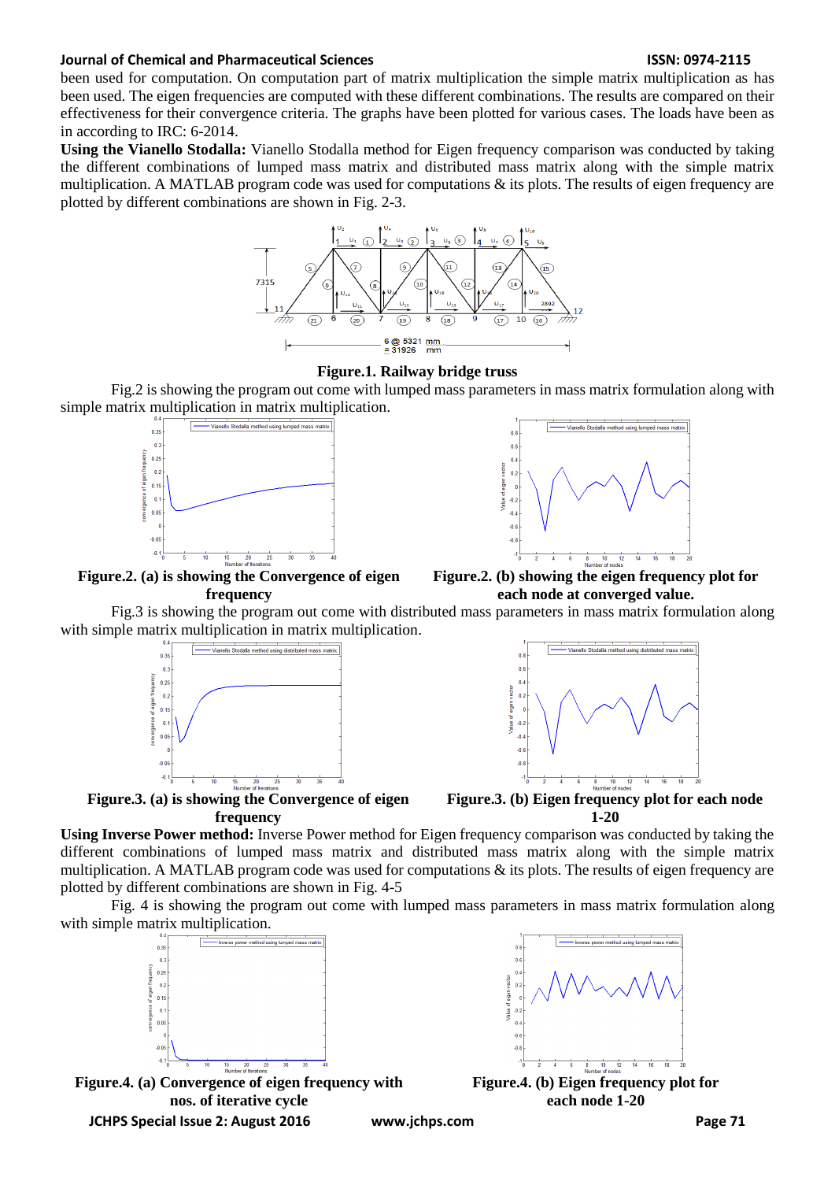been used for computation. On computation part of matrix multiplication the simple matrix multiplication as has been used. The eigen frequencies are computed with these different combinations. The results are compared on their effectiveness for their convergence criteria. The graphs have been plotted for various cases. The loads have been as in according to IRC: 6-2014.

**Using the Vianello Stodalla:** Vianello Stodalla method for Eigen frequency comparison was conducted by taking the different combinations of lumped mass matrix and distributed mass matrix along with the simple matrix multiplication. A MATLAB program code was used for computations & its plots. The results of eigen frequency are plotted by different combinations are shown in Fig. 2-3.

**Figure.1. Railway bridge truss**

Fig.2 is showing the program out come with lumped mass parameters in mass matrix formulation along with simple matrix multiplication in matrix multiplication.

**Figure.2. (a) is showing the Convergence of eigen frequency**

**Figure.2. (b) showing the eigen frequency plot for each node at converged value.**

Fig.3 is showing the program out come with distributed mass parameters in mass matrix formulation along with simple matrix multiplication in matrix multiplication.

**Figure.3. (a) is showing the Convergence of eigen frequency**

**Figure.3. (b) Eigen frequency plot for each node 1-20**

**Using Inverse Power method:** Inverse Power method for Eigen frequency comparison was conducted by taking the different combinations of lumped mass matrix and distributed mass matrix along with the simple matrix multiplication. A MATLAB program code was used for computations & its plots. The results of eigen frequency are plotted by different combinations are shown in Fig. 4-5

Fig. 4 is showing the program out come with lumped mass parameters in mass matrix formulation along with simple matrix multiplication.

**Figure.4. (a) Convergence of eigen frequency with nos. of iterative cycle**

**Figure.4. (b) Eigen frequency plot for each node 1-20**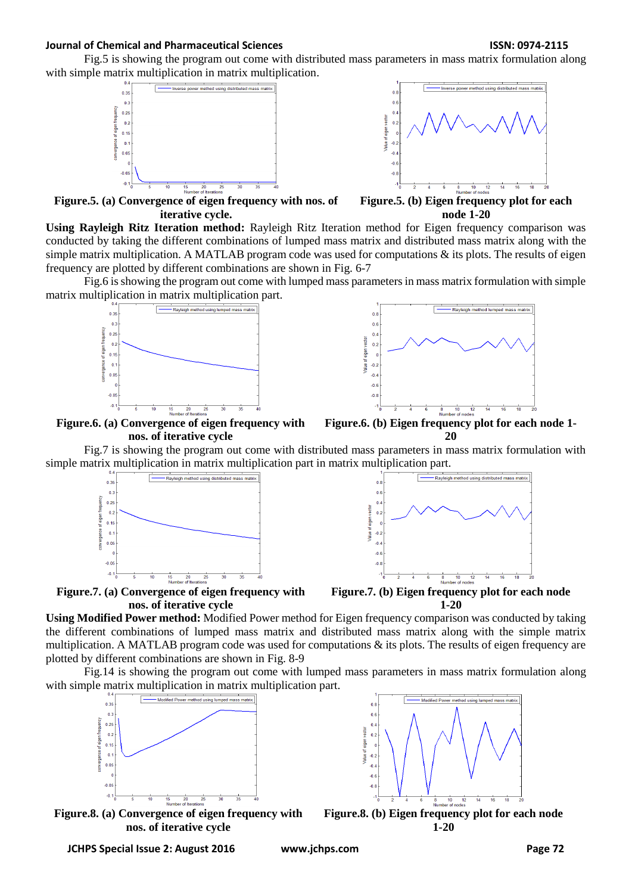Fig.5 is showing the program out come with distributed mass parameters in mass matrix formulation along with simple matrix multiplication in matrix multiplication.

**Figure.5. (a) Convergence of eigen frequency with nos. of iterative cycle.**

**Figure.5. (b) Eigen frequency plot for each node 1-20**

**Using Rayleigh Ritz Iteration method:** Rayleigh Ritz Iteration method for Eigen frequency comparison was conducted by taking the different combinations of lumped mass matrix and distributed mass matrix along with the simple matrix multiplication. A MATLAB program code was used for computations & its plots. The results of eigen frequency are plotted by different combinations are shown in Fig. 6-7

Fig.6 is showing the program out come with lumped mass parameters in mass matrix formulation with simple matrix multiplication in matrix multiplication part.

**Figure.6. (a) Convergence of eigen frequency with nos. of iterative cycle**

**Figure.6. (b) Eigen frequency plot for each node 1-20**

Fig.7 is showing the program out come with distributed mass parameters in mass matrix formulation with simple matrix multiplication in matrix multiplication part in matrix multiplication part.

**Figure.7. (a) Convergence of eigen frequency with nos. of iterative cycle**

**Figure.7. (b) Eigen frequency plot for each node 1-20**

**Using Modified Power method:** Modified Power method for Eigen frequency comparison was conducted by taking the different combinations of lumped mass matrix and distributed mass matrix along with the simple matrix multiplication. A MATLAB program code was used for computations & its plots. The results of eigen frequency are plotted by different combinations are shown in Fig. 8-9

Fig.14 is showing the program out come with lumped mass parameters in mass matrix formulation along with simple matrix multiplication in matrix multiplication part.

**Figure.8. (a) Convergence of eigen frequency with nos. of iterative cycle**

**Figure.8. (b) Eigen frequency plot for each node 1-20**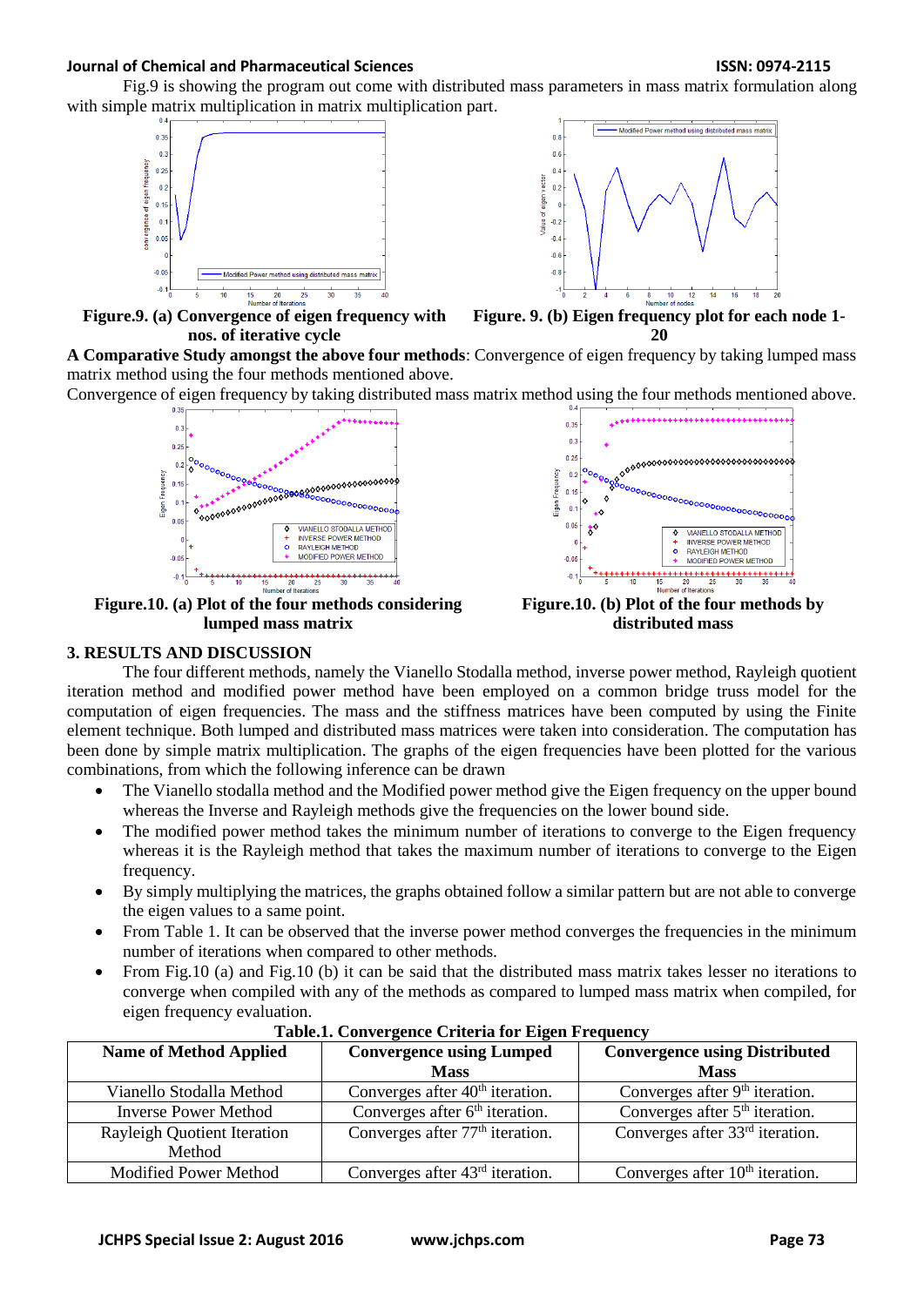Fig.9 is showing the program out come with distributed mass parameters in mass matrix formulation along with simple matrix multiplication in matrix multiplication part.

**Figure.9. (a) Convergence of eigen frequency with nos. of iterative cycle**

**Figure. 9. (b) Eigen frequency plot for each node 1-20**

**A Comparative Study amongst the above four methods**: Convergence of eigen frequency by taking lumped mass matrix method using the four methods mentioned above.

Convergence of eigen frequency by taking distributed mass matrix method using the four methods mentioned above.

**Figure.10. (a) Plot of the four methods considering lumped mass matrix**

**Figure.10. (b) Plot of the four methods by distributed mass**

## 3. RESULTS AND DISCUSSION

The four different methods, namely the Vianello Stodalla method, inverse power method, Rayleigh quotient iteration method and modified power method have been employed on a common bridge truss model for the computation of eigen frequencies. The mass and the stiffness matrices have been computed by using the Finite element technique. Both lumped and distributed mass matrices were taken into consideration. The computation has been done by simple matrix multiplication. The graphs of the eigen frequencies have been plotted for the various combinations, from which the following inference can be drawn

- The Vianello stodalla method and the Modified power method give the Eigen frequency on the upper bound whereas the Inverse and Rayleigh methods give the frequencies on the lower bound side.
- The modified power method takes the minimum number of iterations to converge to the Eigen frequency whereas it is the Rayleigh method that takes the maximum number of iterations to converge to the Eigen frequency.
- By simply multiplying the matrices, the graphs obtained follow a similar pattern but are not able to converge the eigen values to a same point.
- From Table 1. It can be observed that the inverse power method converges the frequencies in the minimum number of iterations when compared to other methods.
- From Fig.10 (a) and Fig.10 (b) it can be said that the distributed mass matrix takes lesser no iterations to converge when compiled with any of the methods as compared to lumped mass matrix when compiled, for eigen frequency evaluation.

**Table.1. Convergence Criteria for Eigen Frequency**

| Name of Method Applied | Convergence using Lumped Mass | Convergence using Distributed Mass |
|---|---|---|
| Vianello Stodalla Method | Converges after 40th iteration. | Converges after 9th iteration. |
| Inverse Power Method | Converges after 6th iteration. | Converges after 5th iteration. |
| Rayleigh Quotient Iteration Method | Converges after 77th iteration. | Converges after 33rd iteration. |
| Modified Power Method | Converges after 43rd iteration. | Converges after 10th iteration. |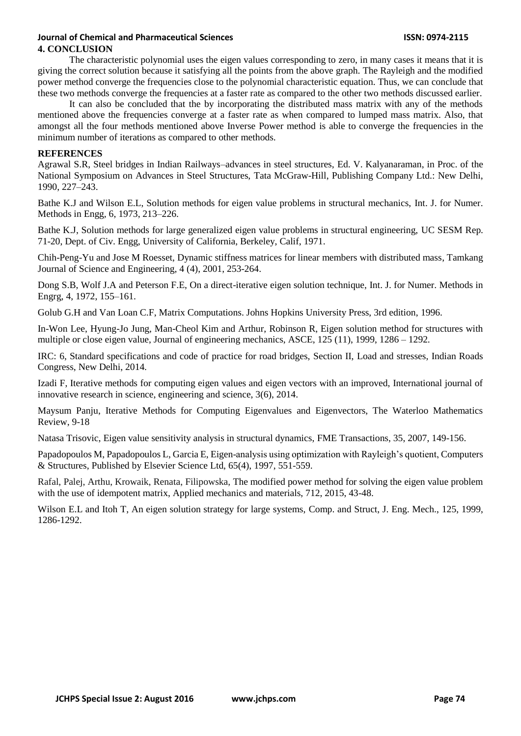## 4. CONCLUSION

The characteristic polynomial uses the eigen values corresponding to zero, in many cases it means that it is giving the correct solution because it satisfying all the points from the above graph. The Rayleigh and the modified power method converge the frequencies close to the polynomial characteristic equation. Thus, we can conclude that these two methods converge the frequencies at a faster rate as compared to the other two methods discussed earlier.

It can also be concluded that the by incorporating the distributed mass matrix with any of the methods mentioned above the frequencies converge at a faster rate as when compared to lumped mass matrix. Also, that amongst all the four methods mentioned above Inverse Power method is able to converge the frequencies in the minimum number of iterations as compared to other methods.

## REFERENCES

Agrawal S.R, Steel bridges in Indian Railways–advances in steel structures, Ed. V. Kalyanaraman, in Proc. of the National Symposium on Advances in Steel Structures, Tata McGraw-Hill, Publishing Company Ltd.: New Delhi, 1990, 227–243.

Bathe K.J and Wilson E.L, Solution methods for eigen value problems in structural mechanics, Int. J. for Numer. Methods in Engg, 6, 1973, 213–226.

Bathe K.J, Solution methods for large generalized eigen value problems in structural engineering, UC SESM Rep. 71-20, Dept. of Civ. Engg, University of California, Berkeley, Calif, 1971.

Chih-Peng-Yu and Jose M Roesset, Dynamic stiffness matrices for linear members with distributed mass, Tamkang Journal of Science and Engineering, 4 (4), 2001, 253-264.

Dong S.B, Wolf J.A and Peterson F.E, On a direct-iterative eigen solution technique, Int. J. for Numer. Methods in Engrg, 4, 1972, 155–161.

Golub G.H and Van Loan C.F, Matrix Computations. Johns Hopkins University Press, 3rd edition, 1996.

In-Won Lee, Hyung-Jo Jung, Man-Cheol Kim and Arthur, Robinson R, Eigen solution method for structures with multiple or close eigen value, Journal of engineering mechanics, ASCE, 125 (11), 1999, 1286 – 1292.

IRC: 6, Standard specifications and code of practice for road bridges, Section II, Load and stresses, Indian Roads Congress, New Delhi, 2014.

Izadi F, Iterative methods for computing eigen values and eigen vectors with an improved, International journal of innovative research in science, engineering and science, 3(6), 2014.

Maysum Panju, Iterative Methods for Computing Eigenvalues and Eigenvectors, The Waterloo Mathematics Review, 9-18

Natasa Trisovic, Eigen value sensitivity analysis in structural dynamics, FME Transactions, 35, 2007, 149-156.

Papadopoulos M, Papadopoulos L, Garcia E, Eigen-analysis using optimization with Rayleigh's quotient, Computers & Structures, Published by Elsevier Science Ltd, 65(4), 1997, 551-559.

Rafal, Palej, Arthu, Krowaik, Renata, Filipowska, The modified power method for solving the eigen value problem with the use of idempotent matrix, Applied mechanics and materials, 712, 2015, 43-48.

Wilson E.L and Itoh T, An eigen solution strategy for large systems, Comp. and Struct, J. Eng. Mech., 125, 1999, 1286-1292.